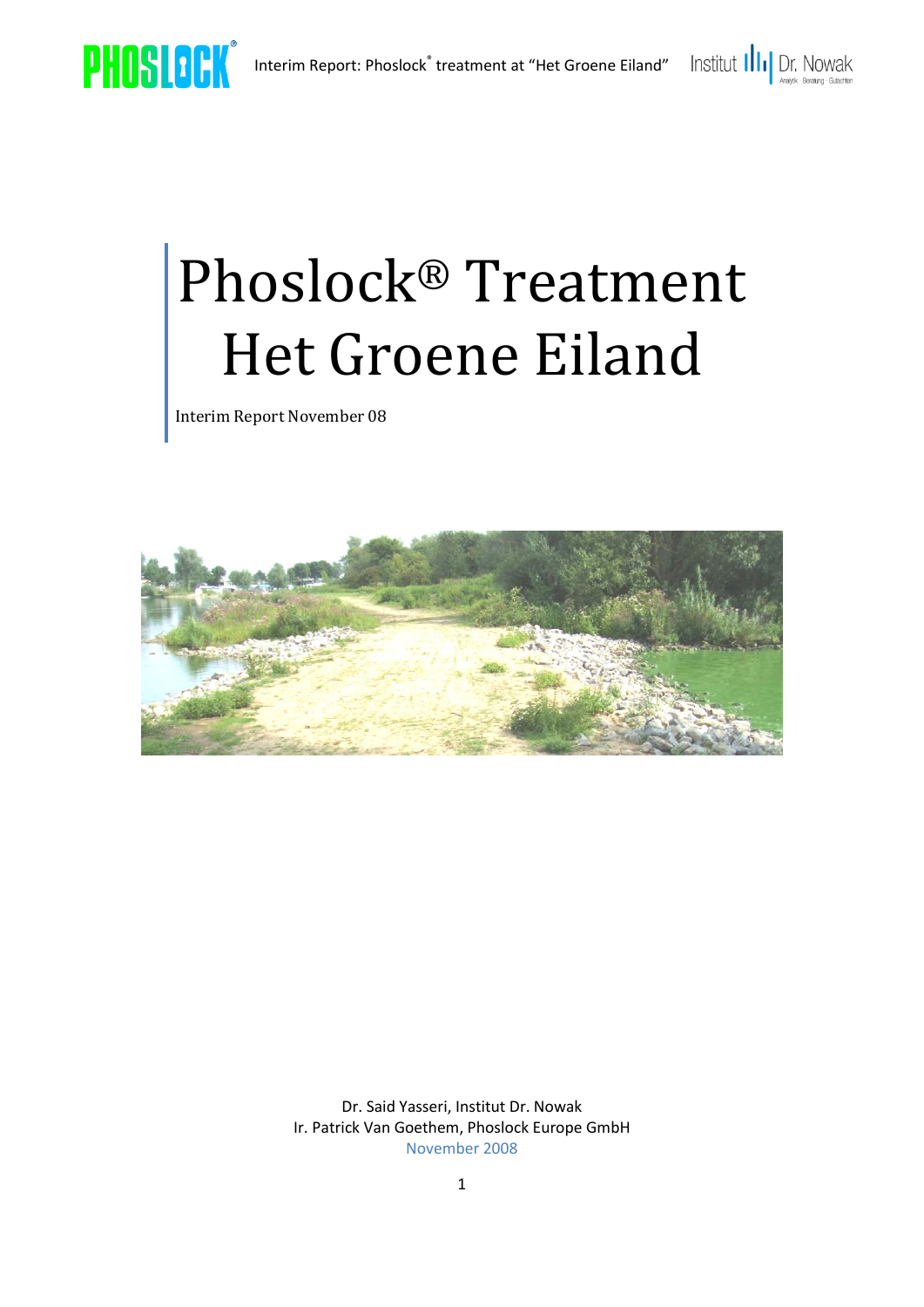# Phoslock® Treatment Het Groene Eiland

Interim Report November 08

Dr. Said Yasseri, Institut Dr. Nowak
Ir. Patrick Van Goethem, Phoslock Europe GmbH
November 2008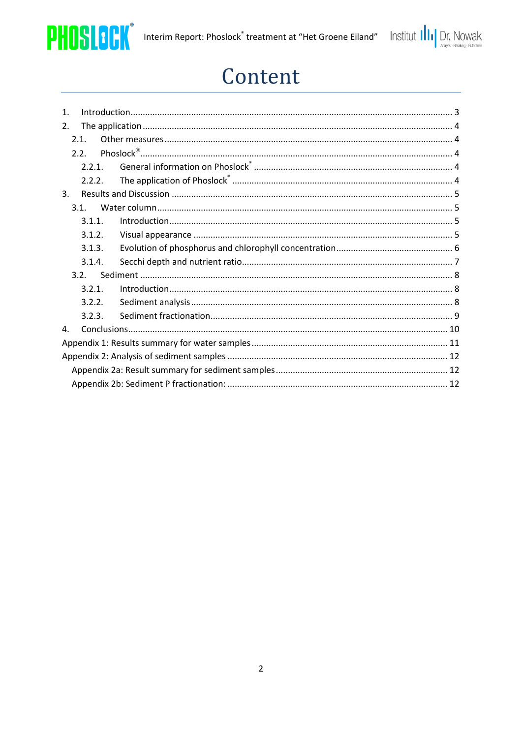# Content

1. Introduction ..... 3
2. The application ..... 4
   - 2.1. Other measures ..... 4
   - 2.2. Phoslock® ..... 4
     - 2.2.1. General information on Phoslock® ..... 4
     - 2.2.2. The application of Phoslock® ..... 4
3. Results and Discussion ..... 5
   - 3.1. Water column ..... 5
     - 3.1.1. Introduction ..... 5
     - 3.1.2. Visual appearance ..... 5
     - 3.1.3. Evolution of phosphorus and chlorophyll concentration ..... 6
     - 3.1.4. Secchi depth and nutrient ratio ..... 7
   - 3.2. Sediment ..... 8
     - 3.2.1. Introduction ..... 8
     - 3.2.2. Sediment analysis ..... 8
     - 3.2.3. Sediment fractionation ..... 9
4. Conclusions ..... 10

Appendix 1: Results summary for water samples ..... 11

Appendix 2: Analysis of sediment samples ..... 12

- Appendix 2a: Result summary for sediment samples ..... 12
- Appendix 2b: Sediment P fractionation: ..... 12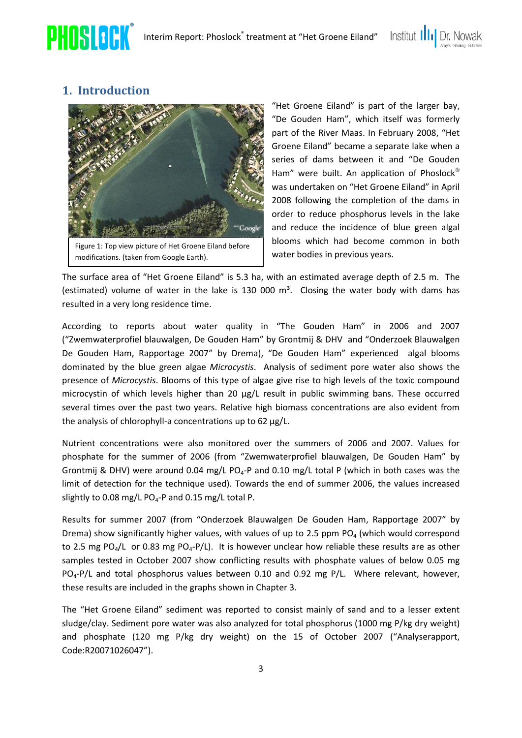## 1. Introduction

Figure 1: Top view picture of Het Groene Eiland before modifications. (taken from Google Earth).

"Het Groene Eiland" is part of the larger bay, "De Gouden Ham", which itself was formerly part of the River Maas. In February 2008, "Het Groene Eiland" became a separate lake when a series of dams between it and "De Gouden Ham" were built. An application of Phoslock® was undertaken on "Het Groene Eiland" in April 2008 following the completion of the dams in order to reduce phosphorus levels in the lake and reduce the incidence of blue green algal blooms which had become common in both water bodies in previous years.

The surface area of "Het Groene Eiland" is 5.3 ha, with an estimated average depth of 2.5 m. The (estimated) volume of water in the lake is 130 000 m³. Closing the water body with dams has resulted in a very long residence time.

According to reports about water quality in "The Gouden Ham" in 2006 and 2007 ("Zwemwaterprofiel blauwalgen, De Gouden Ham" by Grontmij & DHV and "Onderzoek Blauwalgen De Gouden Ham, Rapportage 2007" by Drema), "De Gouden Ham" experienced algal blooms dominated by the blue green algae *Microcystis*. Analysis of sediment pore water also shows the presence of *Microcystis*. Blooms of this type of algae give rise to high levels of the toxic compound microcystin of which levels higher than 20 µg/L result in public swimming bans. These occurred several times over the past two years. Relative high biomass concentrations are also evident from the analysis of chlorophyll-a concentrations up to 62 µg/L.

Nutrient concentrations were also monitored over the summers of 2006 and 2007. Values for phosphate for the summer of 2006 (from "Zwemwaterprofiel blauwalgen, De Gouden Ham" by Grontmij & DHV) were around 0.04 mg/L $PO_4$-P and 0.10 mg/L total P (which in both cases was the limit of detection for the technique used). Towards the end of summer 2006, the values increased slightly to 0.08 mg/L $PO_4$-P and 0.15 mg/L total P.

Results for summer 2007 (from "Onderzoek Blauwalgen De Gouden Ham, Rapportage 2007" by Drema) show significantly higher values, with values of up to 2.5 ppm $PO_4$ (which would correspond to 2.5 mg $PO_4$/L or 0.83 mg $PO_4$-P/L). It is however unclear how reliable these results are as other samples tested in October 2007 show conflicting results with phosphate values of below 0.05 mg $PO_4$-P/L and total phosphorus values between 0.10 and 0.92 mg P/L. Where relevant, however, these results are included in the graphs shown in Chapter 3.

The "Het Groene Eiland" sediment was reported to consist mainly of sand and to a lesser extent sludge/clay. Sediment pore water was also analyzed for total phosphorus (1000 mg P/kg dry weight) and phosphate (120 mg P/kg dry weight) on the 15 of October 2007 ("Analyserapport, Code:R20071026047").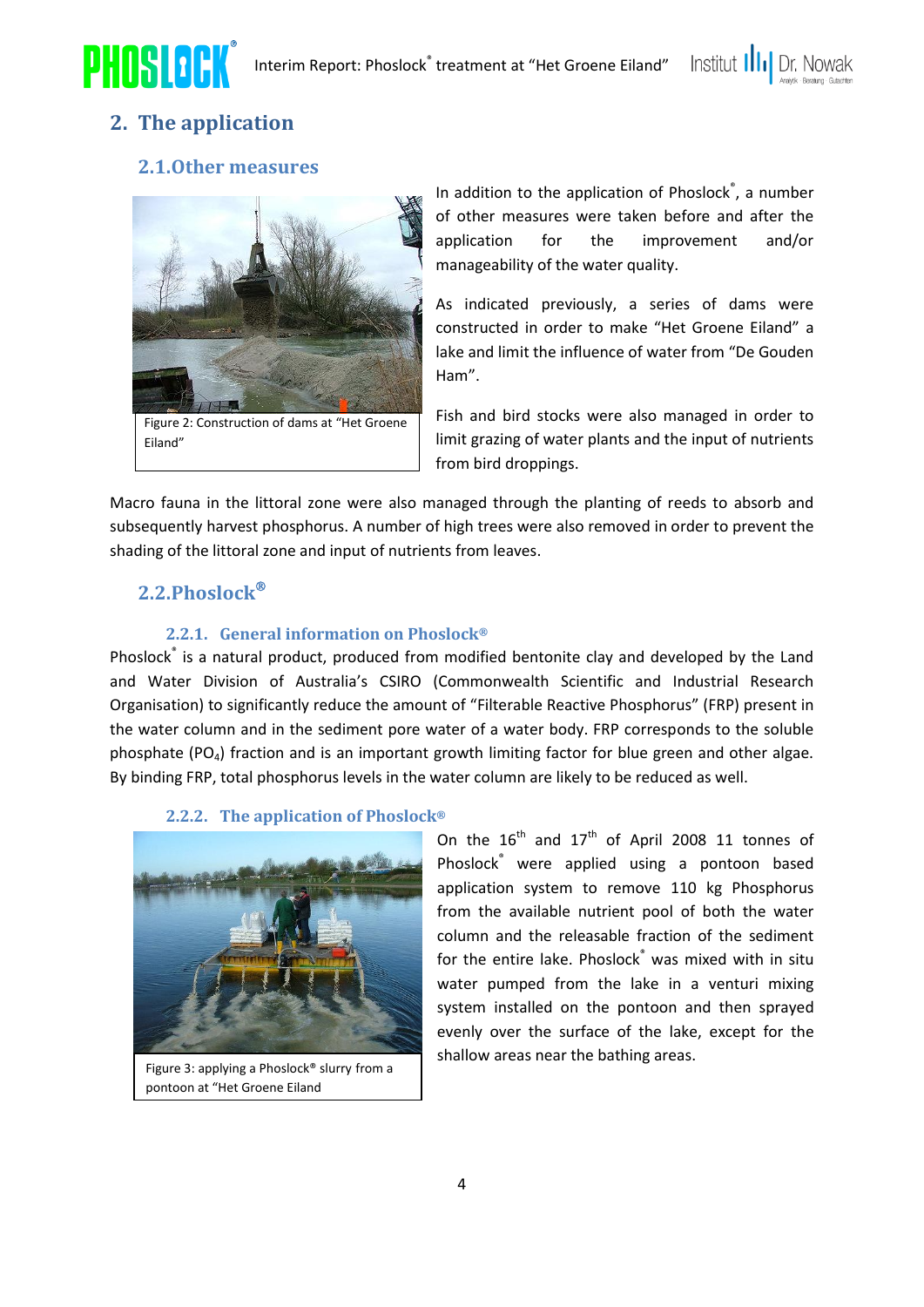## 2. The application

### 2.1. Other measures

Figure 2: Construction of dams at "Het Groene Eiland"

In addition to the application of Phoslock®, a number of other measures were taken before and after the application for the improvement and/or manageability of the water quality.

As indicated previously, a series of dams were constructed in order to make "Het Groene Eiland" a lake and limit the influence of water from "De Gouden Ham".

Fish and bird stocks were also managed in order to limit grazing of water plants and the input of nutrients from bird droppings.

Macro fauna in the littoral zone were also managed through the planting of reeds to absorb and subsequently harvest phosphorus. A number of high trees were also removed in order to prevent the shading of the littoral zone and input of nutrients from leaves.

### 2.2. Phoslock®

#### 2.2.1. General information on Phoslock®

Phoslock® is a natural product, produced from modified bentonite clay and developed by the Land and Water Division of Australia's CSIRO (Commonwealth Scientific and Industrial Research Organisation) to significantly reduce the amount of "Filterable Reactive Phosphorus" (FRP) present in the water column and in the sediment pore water of a water body. FRP corresponds to the soluble phosphate ($PO_4$) fraction and is an important growth limiting factor for blue green and other algae. By binding FRP, total phosphorus levels in the water column are likely to be reduced as well.

#### 2.2.2. The application of Phoslock®

Figure 3: applying a Phoslock® slurry from a pontoon at "Het Groene Eiland

On the 16th and 17th of April 2008 11 tonnes of Phoslock® were applied using a pontoon based application system to remove 110 kg Phosphorus from the available nutrient pool of both the water column and the releasable fraction of the sediment for the entire lake. Phoslock® was mixed with in situ water pumped from the lake in a venturi mixing system installed on the pontoon and then sprayed evenly over the surface of the lake, except for the shallow areas near the bathing areas.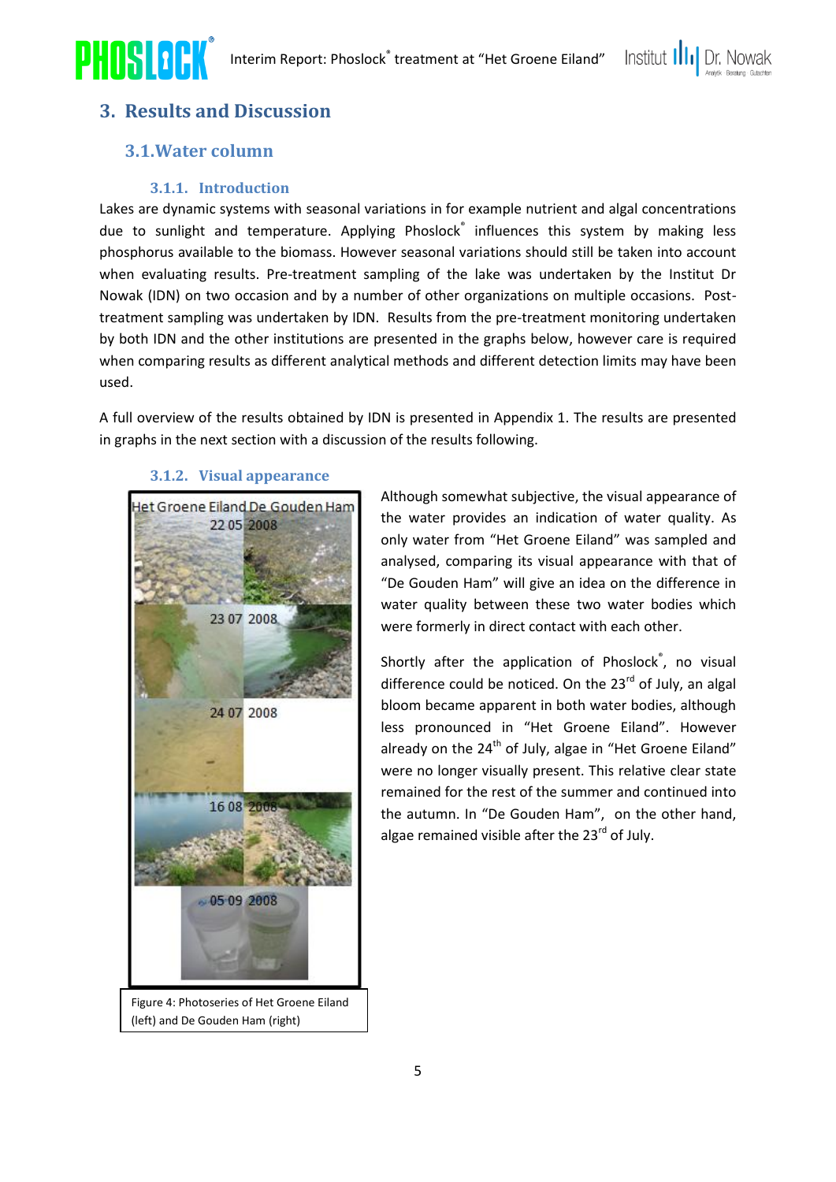# 3. Results and Discussion

## 3.1. Water column

### 3.1.1. Introduction

Lakes are dynamic systems with seasonal variations in for example nutrient and algal concentrations due to sunlight and temperature. Applying Phoslock® influences this system by making less phosphorus available to the biomass. However seasonal variations should still be taken into account when evaluating results. Pre-treatment sampling of the lake was undertaken by the Institut Dr Nowak (IDN) on two occasion and by a number of other organizations on multiple occasions. Post-treatment sampling was undertaken by IDN. Results from the pre-treatment monitoring undertaken by both IDN and the other institutions are presented in the graphs below, however care is required when comparing results as different analytical methods and different detection limits may have been used.

A full overview of the results obtained by IDN is presented in Appendix 1. The results are presented in graphs in the next section with a discussion of the results following.

### 3.1.2. Visual appearance

Figure 4: Photoseries of Het Groene Eiland (left) and De Gouden Ham (right)

Although somewhat subjective, the visual appearance of the water provides an indication of water quality. As only water from "Het Groene Eiland" was sampled and analysed, comparing its visual appearance with that of "De Gouden Ham" will give an idea on the difference in water quality between these two water bodies which were formerly in direct contact with each other.

Shortly after the application of Phoslock®, no visual difference could be noticed. On the 23rd of July, an algal bloom became apparent in both water bodies, although less pronounced in "Het Groene Eiland". However already on the 24th of July, algae in "Het Groene Eiland" were no longer visually present. This relative clear state remained for the rest of the summer and continued into the autumn. In "De Gouden Ham", on the other hand, algae remained visible after the 23rd of July.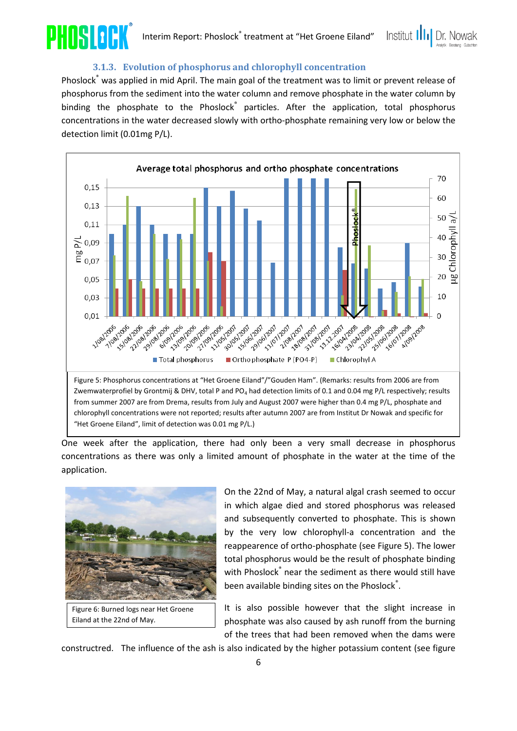### 3.1.3. Evolution of phosphorus and chlorophyll concentration

Phoslock® was applied in mid April. The main goal of the treatment was to limit or prevent release of phosphorus from the sediment into the water column and remove phosphate in the water column by binding the phosphate to the Phoslock® particles. After the application, total phosphorus concentrations in the water decreased slowly with ortho-phosphate remaining very low or below the detection limit (0.01mg P/L).

Figure 5: Phosphorus concentrations at "Het Groene Eiland"/"Gouden Ham". (Remarks: results from 2006 are from Zwemwaterprofiel by Grontmij & DHV, total P and $PO_4$ had detection limits of 0.1 and 0.04 mg P/L respectively; results from summer 2007 are from Drema, results from July and August 2007 were higher than 0.4 mg P/L, phosphate and chlorophyll concentrations were not reported; results after autumn 2007 are from Institut Dr Nowak and specific for "Het Groene Eiland", limit of detection was 0.01 mg P/L.)

One week after the application, there had only been a very small decrease in phosphorus concentrations as there was only a limited amount of phosphate in the water at the time of the application.

Figure 6: Burned logs near Het Groene Eiland at the 22nd of May.

On the 22nd of May, a natural algal crash seemed to occur in which algae died and stored phosphorus was released and subsequently converted to phosphate. This is shown by the very low chlorophyll-a concentration and the reappearence of ortho-phosphate (see Figure 5). The lower total phosphorus would be the result of phosphate binding with Phoslock® near the sediment as there would still have been available binding sites on the Phoslock®.

It is also possible however that the slight increase in phosphate was also caused by ash runoff from the burning of the trees that had been removed when the dams were constructed. The influence of the ash is also indicated by the higher potassium content (see figure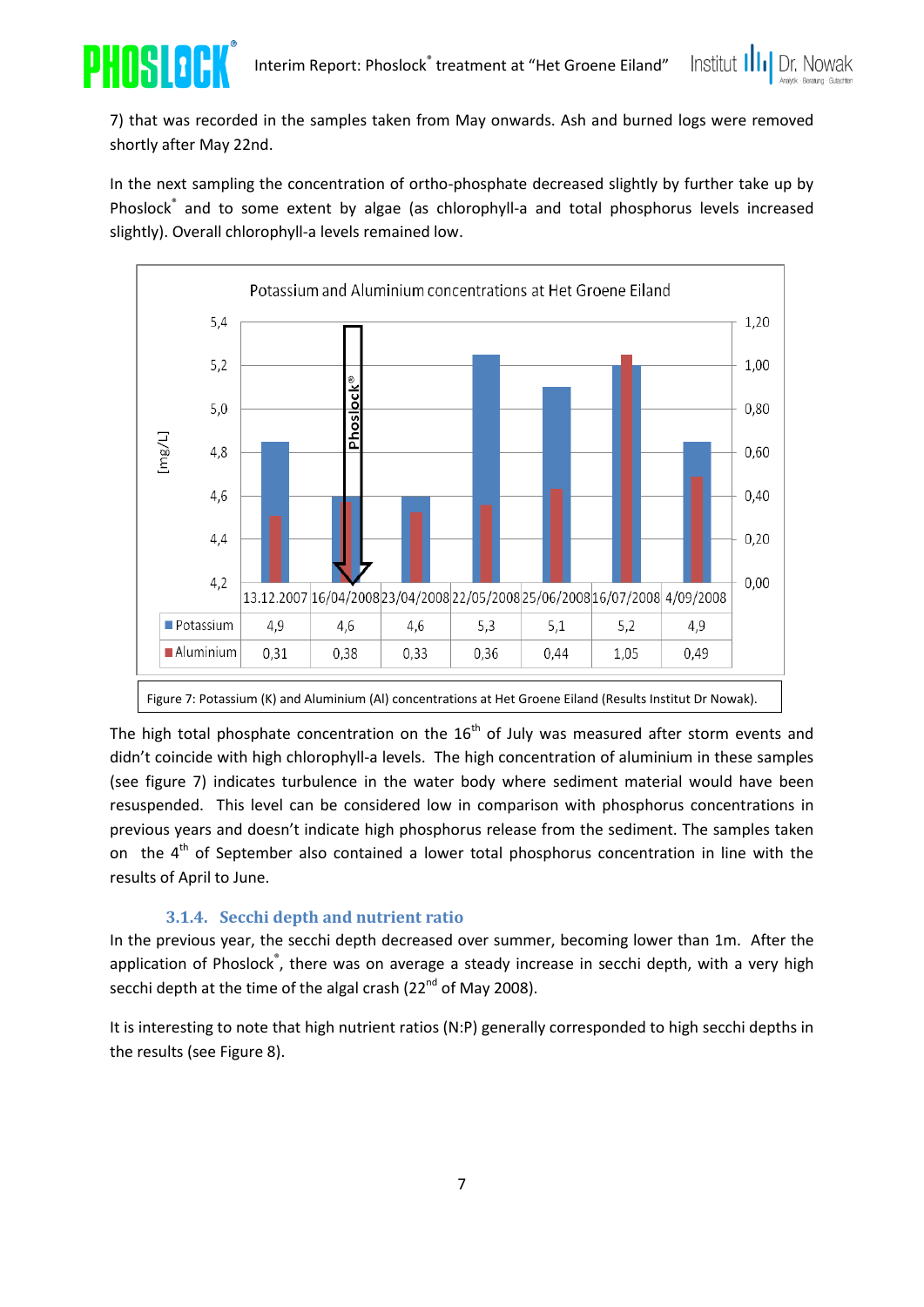7) that was recorded in the samples taken from May onwards. Ash and burned logs were removed shortly after May 22nd.

In the next sampling the concentration of ortho-phosphate decreased slightly by further take up by Phoslock® and to some extent by algae (as chlorophyll-a and total phosphorus levels increased slightly). Overall chlorophyll-a levels remained low.

Potassium and Aluminium concentrations at Het Groene Eiland

| [mg/L] | 13.12.2007 | 16/04/2008 | 23/04/2008 | 22/05/2008 | 25/06/2008 | 16/07/2008 | 4/09/2008 |
|---|---|---|---|---|---|---|---|
| Potassium | 4,9 | 4,6 | 4,6 | 5,3 | 5,1 | 5,2 | 4,9 |
| Aluminium | 0,31 | 0,38 | 0,33 | 0,36 | 0,44 | 1,05 | 0,49 |

Figure 7: Potassium (K) and Aluminium (Al) concentrations at Het Groene Eiland (Results Institut Dr Nowak).

The high total phosphate concentration on the 16th of July was measured after storm events and didn't coincide with high chlorophyll-a levels. The high concentration of aluminium in these samples (see figure 7) indicates turbulence in the water body where sediment material would have been resuspended. This level can be considered low in comparison with phosphorus concentrations in previous years and doesn't indicate high phosphorus release from the sediment. The samples taken on the 4th of September also contained a lower total phosphorus concentration in line with the results of April to June.

### 3.1.4. Secchi depth and nutrient ratio

In the previous year, the secchi depth decreased over summer, becoming lower than 1m. After the application of Phoslock®, there was on average a steady increase in secchi depth, with a very high secchi depth at the time of the algal crash (22nd of May 2008).

It is interesting to note that high nutrient ratios (N:P) generally corresponded to high secchi depths in the results (see Figure 8).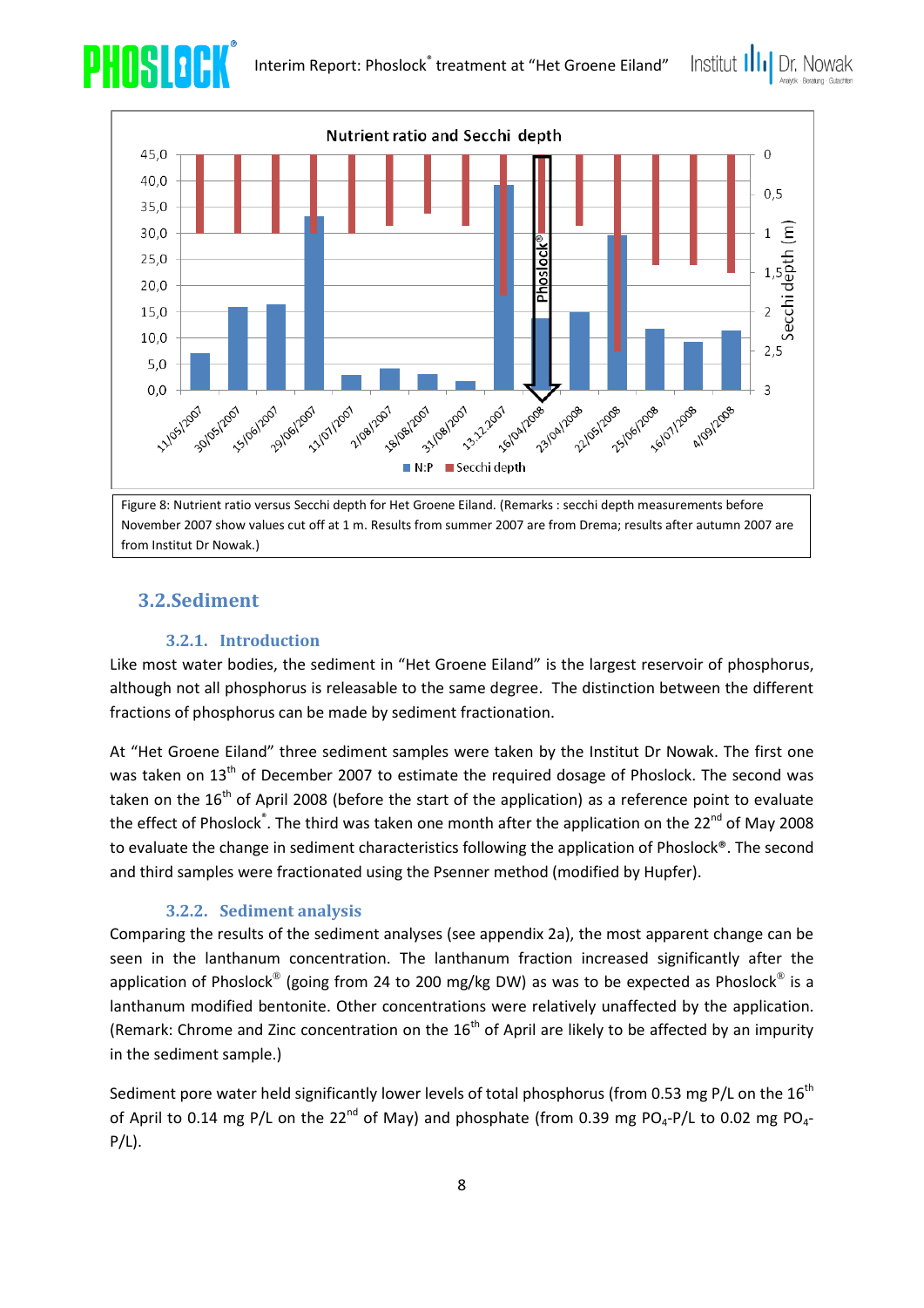Figure 8: Nutrient ratio versus Secchi depth for Het Groene Eiland. (Remarks : secchi depth measurements before November 2007 show values cut off at 1 m. Results from summer 2007 are from Drema; results after autumn 2007 are from Institut Dr Nowak.)

## 3.2. Sediment

### 3.2.1. Introduction

Like most water bodies, the sediment in "Het Groene Eiland" is the largest reservoir of phosphorus, although not all phosphorus is releasable to the same degree. The distinction between the different fractions of phosphorus can be made by sediment fractionation.

At "Het Groene Eiland" three sediment samples were taken by the Institut Dr Nowak. The first one was taken on 13th of December 2007 to estimate the required dosage of Phoslock. The second was taken on the 16th of April 2008 (before the start of the application) as a reference point to evaluate the effect of Phoslock®. The third was taken one month after the application on the 22nd of May 2008 to evaluate the change in sediment characteristics following the application of Phoslock®. The second and third samples were fractionated using the Psenner method (modified by Hupfer).

### 3.2.2. Sediment analysis

Comparing the results of the sediment analyses (see appendix 2a), the most apparent change can be seen in the lanthanum concentration. The lanthanum fraction increased significantly after the application of Phoslock® (going from 24 to 200 mg/kg DW) as was to be expected as Phoslock® is a lanthanum modified bentonite. Other concentrations were relatively unaffected by the application. (Remark: Chrome and Zinc concentration on the 16th of April are likely to be affected by an impurity in the sediment sample.)

Sediment pore water held significantly lower levels of total phosphorus (from 0.53 mg P/L on the 16th of April to 0.14 mg P/L on the 22nd of May) and phosphate (from 0.39 mg $PO_4$-P/L to 0.02 mg $PO_4$-P/L).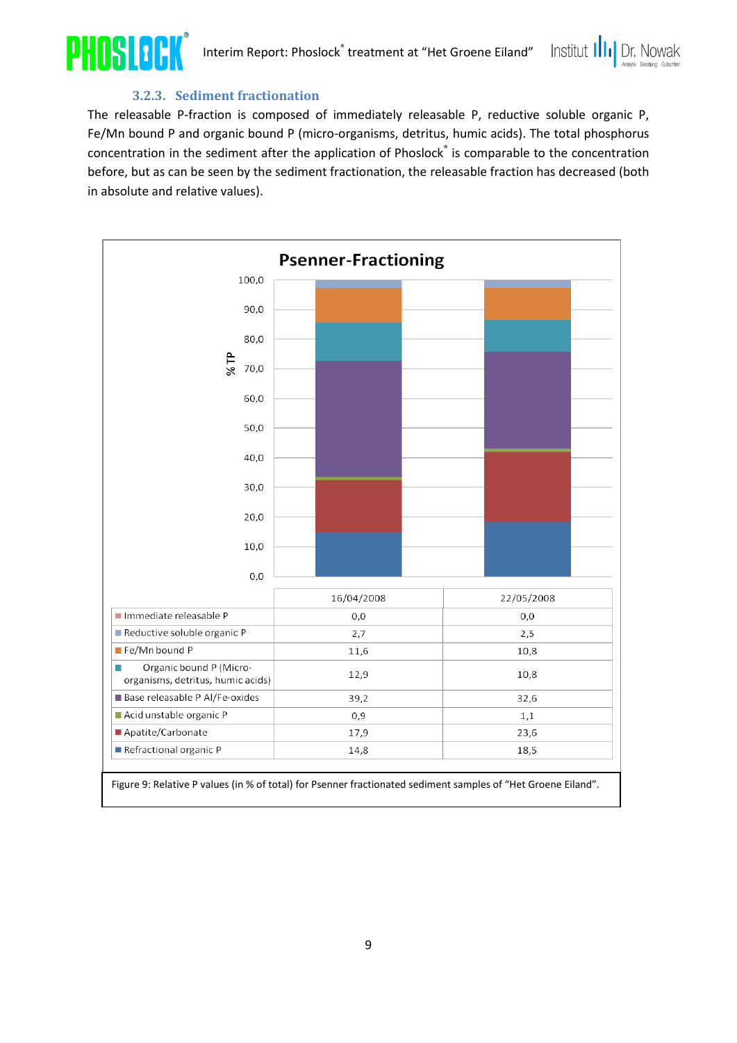### 3.2.3. Sediment fractionation

The releasable P-fraction is composed of immediately releasable P, reductive soluble organic P, Fe/Mn bound P and organic bound P (micro-organisms, detritus, humic acids). The total phosphorus concentration in the sediment after the application of Phoslock® is comparable to the concentration before, but as can be seen by the sediment fractionation, the releasable fraction has decreased (both in absolute and relative values).

**Psenner-Fractioning**

| | 16/04/2008 | 22/05/2008 |
|---|---|---|
| Immediate releasable P | 0,0 | 0,0 |
| Reductive soluble organic P | 2,7 | 2,5 |
| Fe/Mn bound P | 11,6 | 10,8 |
| Organic bound P (Micro-organisms, detritus, humic acids) | 12,9 | 10,8 |
| Base releasable P Al/Fe-oxides | 39,2 | 32,6 |
| Acid unstable organic P | 0,9 | 1,1 |
| Apatite/Carbonate | 17,9 | 23,6 |
| Refractional organic P | 14,8 | 18,5 |

Figure 9: Relative P values (in % of total) for Psenner fractionated sediment samples of "Het Groene Eiland".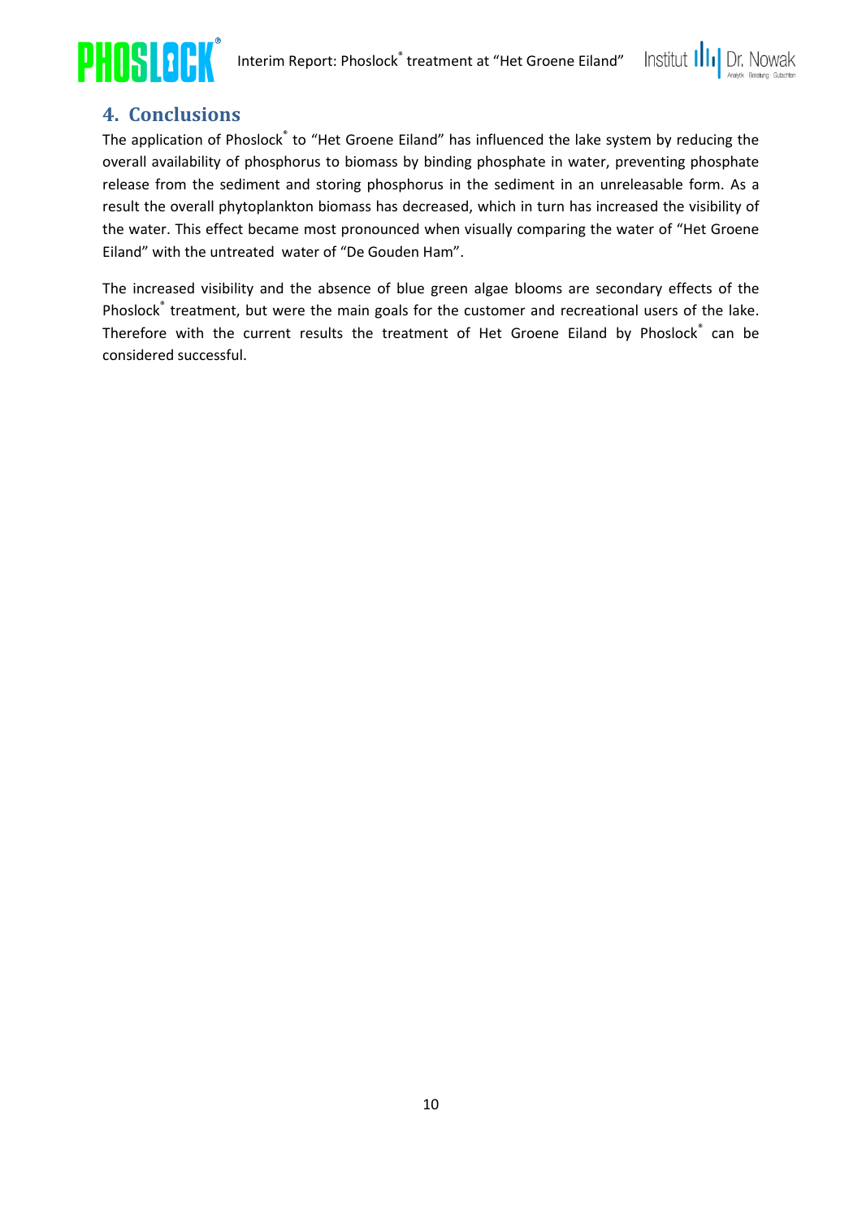## 4. Conclusions

The application of Phoslock® to "Het Groene Eiland" has influenced the lake system by reducing the overall availability of phosphorus to biomass by binding phosphate in water, preventing phosphate release from the sediment and storing phosphorus in the sediment in an unreleasable form. As a result the overall phytoplankton biomass has decreased, which in turn has increased the visibility of the water. This effect became most pronounced when visually comparing the water of "Het Groene Eiland" with the untreated water of "De Gouden Ham".

The increased visibility and the absence of blue green algae blooms are secondary effects of the Phoslock® treatment, but were the main goals for the customer and recreational users of the lake. Therefore with the current results the treatment of Het Groene Eiland by Phoslock® can be considered successful.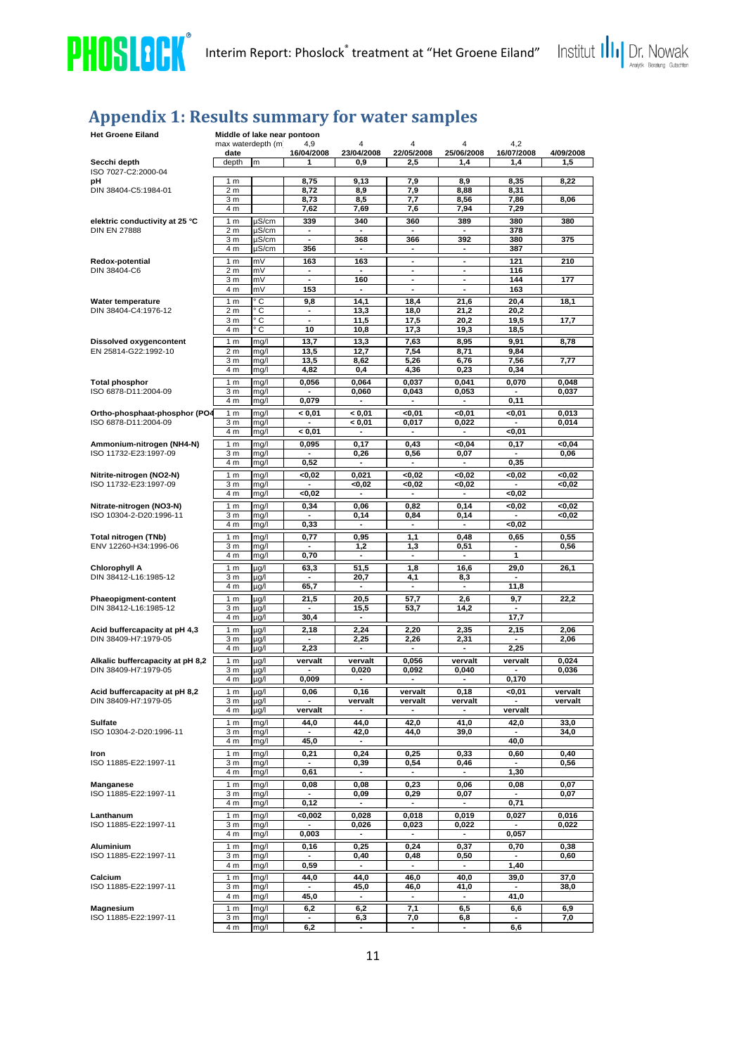# Appendix 1: Results summary for water samples

| Het Groene Eiland | Middle of lake near pontoon | | | | | | | |
|---|---|---|---|---|---|---|---|---|
| | max waterdepth (m) | | 4,9 | 4 | 4 | 4 | 4,2 | |
| | date | | 16/04/2008 | 23/04/2008 | 22/05/2008 | 25/06/2008 | 16/07/2008 | 4/09/2008 |
| **Secchi depth** | depth | m | 1 | 0,9 | 2,5 | 1,4 | 1,4 | 1,5 |
| ISO 7027-C2:2000-04 | | | | | | | | |
| **pH** | 1 m | | 8,75 | 9,13 | 7,9 | 8,9 | 8,35 | 8,22 |
| DIN 38404-C5:1984-01 | 2 m | | 8,72 | 8,9 | 7,9 | 8,88 | 8,31 | |
| | 3 m | | 8,73 | 8,5 | 7,7 | 8,56 | 7,86 | 8,06 |
| | 4 m | | 7,62 | 7,69 | 7,6 | 7,94 | 7,29 | |
| **elektric conductivity at 25 °C** | 1 m | µS/cm | 339 | 340 | 360 | 389 | 380 | 380 |
| DIN EN 27888 | 2 m | µS/cm | - | - | - | - | 378 | |
| | 3 m | µS/cm | - | 368 | 366 | 392 | 380 | 375 |
| | 4 m | µS/cm | 356 | - | - | - | 387 | |
| **Redox-potential** | 1 m | mV | 163 | 163 | - | - | 121 | 210 |
| DIN 38404-C6 | 2 m | mV | - | - | - | - | 116 | |
| | 3 m | mV | - | 160 | - | - | 144 | 177 |
| | 4 m | mV | 153 | - | - | - | 163 | |
| **Water temperature** | 1 m | °C | 9,8 | 14,1 | 18,4 | 21,6 | 20,4 | 18,1 |
| DIN 38404-C4:1976-12 | 2 m | °C | - | 13,3 | 18,0 | 21,2 | 20,2 | |
| | 3 m | °C | - | 11,5 | 17,5 | 20,2 | 19,5 | 17,7 |
| | 4 m | °C | 10 | 10,8 | 17,3 | 19,3 | 18,5 | |
| **Dissolved oxygencontent** | 1 m | mg/l | 13,7 | 13,3 | 7,63 | 8,95 | 9,91 | 8,78 |
| EN 25814-G22:1992-10 | 2 m | mg/l | 13,5 | 12,7 | 7,54 | 8,71 | 9,84 | |
| | 3 m | mg/l | 13,5 | 8,62 | 5,26 | 6,76 | 7,56 | 7,77 |
| | 4 m | mg/l | 4,82 | 0,4 | 4,36 | 0,23 | 0,34 | |
| **Total phosphor** | 1 m | mg/l | 0,056 | 0,064 | 0,037 | 0,041 | 0,070 | 0,048 |
| ISO 6878-D11:2004-09 | 3 m | mg/l | - | 0,060 | 0,043 | 0,053 | - | 0,037 |
| | 4 m | mg/l | 0,079 | - | - | - | 0,11 | |
| **Ortho-phosphaat-phosphor (PO4** | 1 m | mg/l | < 0,01 | < 0,01 | <0,01 | <0,01 | <0,01 | 0,013 |
| ISO 6878-D11:2004-09 | 3 m | mg/l | - | < 0,01 | 0,017 | 0,022 | - | 0,014 |
| | 4 m | mg/l | < 0,01 | - | - | - | <0,01 | |
| **Ammonium-nitrogen (NH4-N)** | 1 m | mg/l | 0,095 | 0,17 | 0,43 | <0,04 | 0,17 | <0,04 |
| ISO 11732-E23:1997-09 | 3 m | mg/l | - | 0,26 | 0,56 | 0,07 | - | 0,06 |
| | 4 m | mg/l | 0,52 | - | - | - | 0,35 | |
| **Nitrite-nitrogen (NO2-N)** | 1 m | mg/l | <0,02 | 0,021 | <0,02 | <0,02 | <0,02 | <0,02 |
| ISO 11732-E23:1997-09 | 3 m | mg/l | - | <0,02 | <0,02 | <0,02 | - | <0,02 |
| | 4 m | mg/l | <0,02 | - | - | - | <0,02 | |
| **Nitrate-nitrogen (NO3-N)** | 1 m | mg/l | 0,34 | 0,06 | 0,82 | 0,14 | <0,02 | <0,02 |
| ISO 10304-2-D20:1996-11 | 3 m | mg/l | - | 0,14 | 0,84 | 0,14 | - | <0,02 |
| | 4 m | mg/l | 0,33 | - | - | - | <0,02 | |
| **Total nitrogen (TNb)** | 1 m | mg/l | 0,77 | 0,95 | 1,1 | 0,48 | 0,65 | 0,55 |
| ENV 12260-H34:1996-06 | 3 m | mg/l | - | 1,2 | 1,3 | 0,51 | - | 0,56 |
| | 4 m | mg/l | 0,70 | - | - | - | 1 | |
| **Chlorophyll A** | 1 m | µg/l | 63,3 | 51,5 | 1,8 | 16,6 | 29,0 | 26,1 |
| DIN 38412-L16:1985-12 | 3 m | µg/l | - | 20,7 | 4,1 | 8,3 | - | |
| | 4 m | µg/l | 65,7 | - | - | - | 11,8 | |
| **Phaeopigment-content** | 1 m | µg/l | 21,5 | 20,5 | 57,7 | 2,6 | 9,7 | 22,2 |
| DIN 38412-L16:1985-12 | 3 m | µg/l | - | 15,5 | 53,7 | 14,2 | - | |
| | 4 m | µg/l | 30,4 | - | | | 17,7 | |
| **Acid buffercapacity at pH 4,3** | 1 m | µg/l | 2,18 | 2,24 | 2,20 | 2,35 | 2,15 | 2,06 |
| DIN 38409-H7:1979-05 | 3 m | µg/l | - | 2,25 | 2,26 | 2,31 | - | 2,06 |
| | 4 m | µg/l | 2,23 | - | - | - | 2,25 | |
| **Alkalic buffercapacity at pH 8,2** | 1 m | µg/l | vervalt | vervalt | 0,056 | vervalt | vervalt | 0,024 |
| DIN 38409-H7:1979-05 | 3 m | µg/l | - | 0,020 | 0,092 | 0,040 | - | 0,036 |
| | 4 m | µg/l | 0,009 | - | - | - | 0,170 | |
| **Acid buffercapacity at pH 8,2** | 1 m | µg/l | 0,06 | 0,16 | vervalt | 0,18 | <0,01 | vervalt |
| DIN 38409-H7:1979-05 | 3 m | µg/l | - | vervalt | vervalt | vervalt | - | vervalt |
| | 4 m | µg/l | vervalt | - | - | - | vervalt | |
| **Sulfate** | 1 m | mg/l | 44,0 | 44,0 | 42,0 | 41,0 | 42,0 | 33,0 |
| ISO 10304-2-D20:1996-11 | 3 m | mg/l | - | 42,0 | 44,0 | 39,0 | - | 34,0 |
| | 4 m | mg/l | 45,0 | - | | | 40,0 | |
| **Iron** | 1 m | mg/l | 0,21 | 0,24 | 0,25 | 0,33 | 0,60 | 0,40 |
| ISO 11885-E22:1997-11 | 3 m | mg/l | - | 0,39 | 0,54 | 0,46 | - | 0,56 |
| | 4 m | mg/l | 0,61 | - | - | - | 1,30 | |
| **Manganese** | 1 m | mg/l | 0,08 | 0,08 | 0,23 | 0,06 | 0,08 | 0,07 |
| ISO 11885-E22:1997-11 | 3 m | mg/l | - | 0,09 | 0,29 | 0,07 | - | 0,07 |
| | 4 m | mg/l | 0,12 | - | - | - | 0,71 | |
| **Lanthanum** | 1 m | mg/l | <0,002 | 0,028 | 0,018 | 0,019 | 0,027 | 0,016 |
| ISO 11885-E22:1997-11 | 3 m | mg/l | - | 0,026 | 0,023 | 0,022 | - | 0,022 |
| | 4 m | mg/l | 0,003 | - | - | - | 0,057 | |
| **Aluminium** | 1 m | mg/l | 0,16 | 0,25 | 0,24 | 0,37 | 0,70 | 0,38 |
| ISO 11885-E22:1997-11 | 3 m | mg/l | - | 0,40 | 0,48 | 0,50 | - | 0,60 |
| | 4 m | mg/l | 0,59 | - | - | - | 1,40 | |
| **Calcium** | 1 m | mg/l | 44,0 | 44,0 | 46,0 | 40,0 | 39,0 | 37,0 |
| ISO 11885-E22:1997-11 | 3 m | mg/l | - | 45,0 | 46,0 | 41,0 | - | 38,0 |
| | 4 m | mg/l | 45,0 | - | - | - | 41,0 | |
| **Magnesium** | 1 m | mg/l | 6,2 | 6,2 | 7,1 | 6,5 | 6,6 | 6,9 |
| ISO 11885-E22:1997-11 | 3 m | mg/l | - | 6,3 | 7,0 | 6,8 | - | 7,0 |
| | 4 m | mg/l | 6,2 | - | - | - | 6,6 | |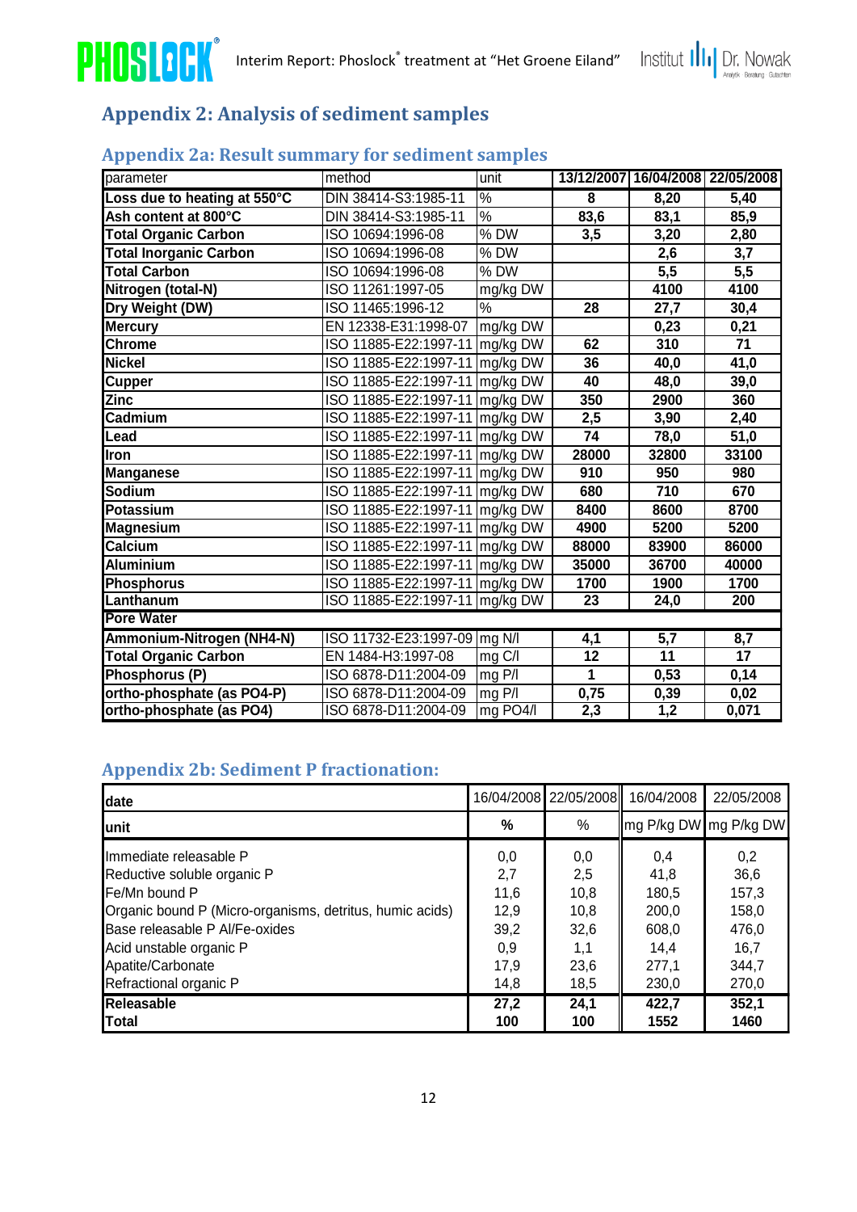## Appendix 2: Analysis of sediment samples

### Appendix 2a: Result summary for sediment samples

| parameter | method | unit | 13/12/2007 | 16/04/2008 | 22/05/2008 |
|---|---|---|---|---|---|
| **Loss due to heating at 550°C** | DIN 38414-S3:1985-11 | % | **8** | **8,20** | **5,40** |
| **Ash content at 800°C** | DIN 38414-S3:1985-11 | % | **83,6** | **83,1** | **85,9** |
| **Total Organic Carbon** | ISO 10694:1996-08 | % DW | **3,5** | **3,20** | **2,80** |
| **Total Inorganic Carbon** | ISO 10694:1996-08 | % DW | | **2,6** | **3,7** |
| **Total Carbon** | ISO 10694:1996-08 | % DW | | **5,5** | **5,5** |
| **Nitrogen (total-N)** | ISO 11261:1997-05 | mg/kg DW | | **4100** | **4100** |
| **Dry Weight (DW)** | ISO 11465:1996-12 | % | **28** | **27,7** | **30,4** |
| **Mercury** | EN 12338-E31:1998-07 | mg/kg DW | | **0,23** | **0,21** |
| **Chrome** | ISO 11885-E22:1997-11 | mg/kg DW | **62** | **310** | **71** |
| **Nickel** | ISO 11885-E22:1997-11 | mg/kg DW | **36** | **40,0** | **41,0** |
| **Cupper** | ISO 11885-E22:1997-11 | mg/kg DW | **40** | **48,0** | **39,0** |
| **Zinc** | ISO 11885-E22:1997-11 | mg/kg DW | **350** | **2900** | **360** |
| **Cadmium** | ISO 11885-E22:1997-11 | mg/kg DW | **2,5** | **3,90** | **2,40** |
| **Lead** | ISO 11885-E22:1997-11 | mg/kg DW | **74** | **78,0** | **51,0** |
| **Iron** | ISO 11885-E22:1997-11 | mg/kg DW | **28000** | **32800** | **33100** |
| **Manganese** | ISO 11885-E22:1997-11 | mg/kg DW | **910** | **950** | **980** |
| **Sodium** | ISO 11885-E22:1997-11 | mg/kg DW | **680** | **710** | **670** |
| **Potassium** | ISO 11885-E22:1997-11 | mg/kg DW | **8400** | **8600** | **8700** |
| **Magnesium** | ISO 11885-E22:1997-11 | mg/kg DW | **4900** | **5200** | **5200** |
| **Calcium** | ISO 11885-E22:1997-11 | mg/kg DW | **88000** | **83900** | **86000** |
| **Aluminium** | ISO 11885-E22:1997-11 | mg/kg DW | **35000** | **36700** | **40000** |
| **Phosphorus** | ISO 11885-E22:1997-11 | mg/kg DW | **1700** | **1900** | **1700** |
| **Lanthanum** | ISO 11885-E22:1997-11 | mg/kg DW | **23** | **24,0** | **200** |
| **Pore Water** | | | | | |
| **Ammonium-Nitrogen (NH4-N)** | ISO 11732-E23:1997-09 | mg N/l | **4,1** | **5,7** | **8,7** |
| **Total Organic Carbon** | EN 1484-H3:1997-08 | mg C/l | **12** | **11** | **17** |
| **Phosphorus (P)** | ISO 6878-D11:2004-09 | mg P/l | **1** | **0,53** | **0,14** |
| **ortho-phosphate (as PO4-P)** | ISO 6878-D11:2004-09 | mg P/l | **0,75** | **0,39** | **0,02** |
| **ortho-phosphate (as PO4)** | ISO 6878-D11:2004-09 | mg PO4/l | **2,3** | **1,2** | **0,071** |

### Appendix 2b: Sediment P fractionation:

| **date** | 16/04/2008 | 22/05/2008 | 16/04/2008 | 22/05/2008 |
|---|---|---|---|---|
| **unit** | **%** | % | mg P/kg DW | mg P/kg DW |
| Immediate releasable P | 0,0 | 0,0 | 0,4 | 0,2 |
| Reductive soluble organic P | 2,7 | 2,5 | 41,8 | 36,6 |
| Fe/Mn bound P | 11,6 | 10,8 | 180,5 | 157,3 |
| Organic bound P (Micro-organisms, detritus, humic acids) | 12,9 | 10,8 | 200,0 | 158,0 |
| Base releasable P Al/Fe-oxides | 39,2 | 32,6 | 608,0 | 476,0 |
| Acid unstable organic P | 0,9 | 1,1 | 14,4 | 16,7 |
| Apatite/Carbonate | 17,9 | 23,6 | 277,1 | 344,7 |
| Refractional organic P | 14,8 | 18,5 | 230,0 | 270,0 |
| **Releasable** | **27,2** | **24,1** | **422,7** | **352,1** |
| **Total** | **100** | **100** | **1552** | **1460** |